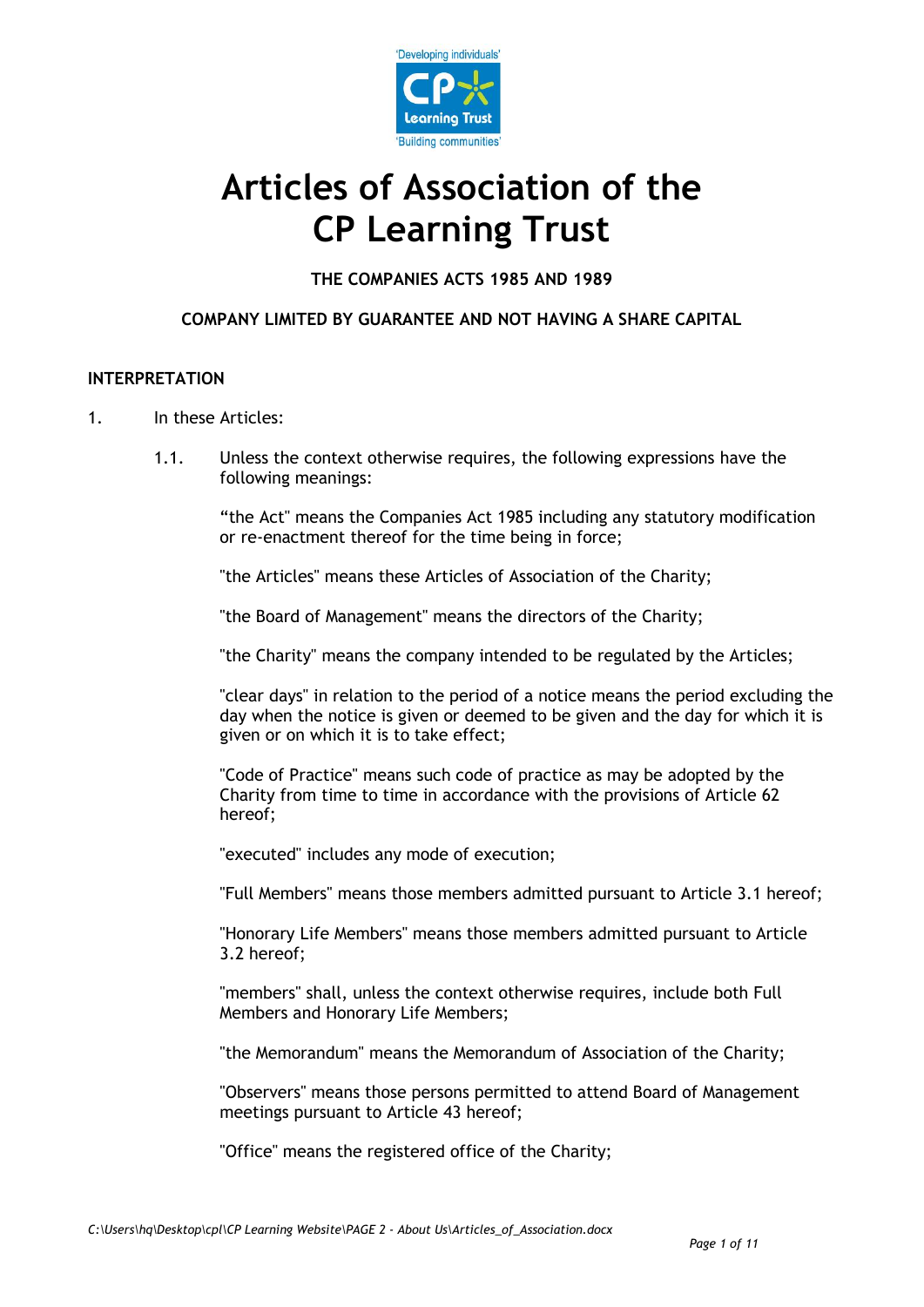# Articles of Association of the CP Learning Trust

**THE COMPANIES ACTS 1985 AND 1989**

**COMPANY LIMITED BY GUARANTEE AND NOT HAVING A SHARE CAPITAL**

## INTERPRETATION

1. In these Articles:

   1.1. Unless the context otherwise requires, the following expressions have the following meanings:

   "the Act" means the Companies Act 1985 including any statutory modification or re-enactment thereof for the time being in force;

   "the Articles" means these Articles of Association of the Charity;

   "the Board of Management" means the directors of the Charity;

   "the Charity" means the company intended to be regulated by the Articles;

   "clear days" in relation to the period of a notice means the period excluding the day when the notice is given or deemed to be given and the day for which it is given or on which it is to take effect;

   "Code of Practice" means such code of practice as may be adopted by the Charity from time to time in accordance with the provisions of Article 62 hereof;

   "executed" includes any mode of execution;

   "Full Members" means those members admitted pursuant to Article 3.1 hereof;

   "Honorary Life Members" means those members admitted pursuant to Article 3.2 hereof;

   "members" shall, unless the context otherwise requires, include both Full Members and Honorary Life Members;

   "the Memorandum" means the Memorandum of Association of the Charity;

   "Observers" means those persons permitted to attend Board of Management meetings pursuant to Article 43 hereof;

   "Office" means the registered office of the Charity;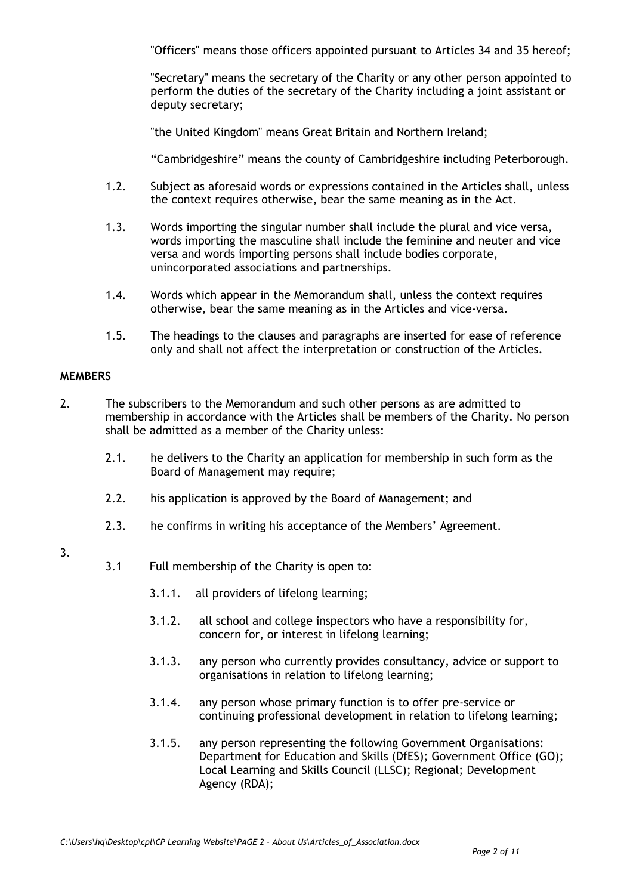"Officers" means those officers appointed pursuant to Articles 34 and 35 hereof;

"Secretary" means the secretary of the Charity or any other person appointed to perform the duties of the secretary of the Charity including a joint assistant or deputy secretary;

"the United Kingdom" means Great Britain and Northern Ireland;

"Cambridgeshire" means the county of Cambridgeshire including Peterborough.

1.2. Subject as aforesaid words or expressions contained in the Articles shall, unless the context requires otherwise, bear the same meaning as in the Act.

1.3. Words importing the singular number shall include the plural and vice versa, words importing the masculine shall include the feminine and neuter and vice versa and words importing persons shall include bodies corporate, unincorporated associations and partnerships.

1.4. Words which appear in the Memorandum shall, unless the context requires otherwise, bear the same meaning as in the Articles and vice-versa.

1.5. The headings to the clauses and paragraphs are inserted for ease of reference only and shall not affect the interpretation or construction of the Articles.

**MEMBERS**

2. The subscribers to the Memorandum and such other persons as are admitted to membership in accordance with the Articles shall be members of the Charity. No person shall be admitted as a member of the Charity unless:

   2.1. he delivers to the Charity an application for membership in such form as the Board of Management may require;

   2.2. his application is approved by the Board of Management; and

   2.3. he confirms in writing his acceptance of the Members' Agreement.

3.

   3.1 Full membership of the Charity is open to:

      3.1.1. all providers of lifelong learning;

      3.1.2. all school and college inspectors who have a responsibility for, concern for, or interest in lifelong learning;

      3.1.3. any person who currently provides consultancy, advice or support to organisations in relation to lifelong learning;

      3.1.4. any person whose primary function is to offer pre-service or continuing professional development in relation to lifelong learning;

      3.1.5. any person representing the following Government Organisations: Department for Education and Skills (DfES); Government Office (GO); Local Learning and Skills Council (LLSC); Regional; Development Agency (RDA);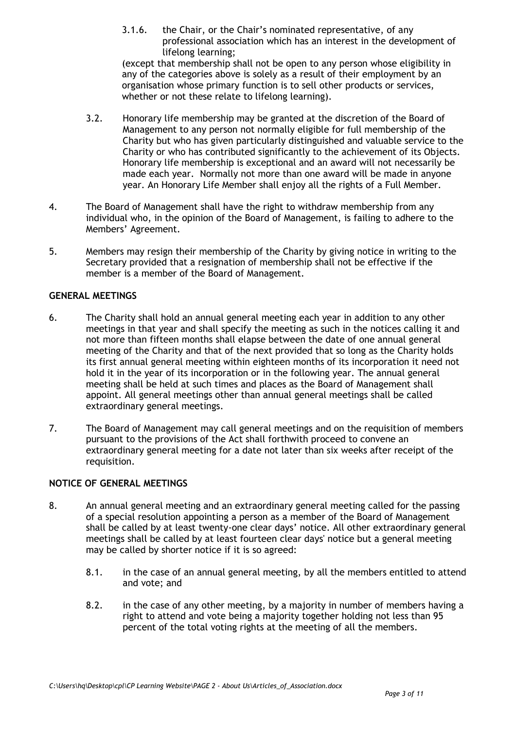3.1.6. the Chair, or the Chair's nominated representative, of any professional association which has an interest in the development of lifelong learning;

(except that membership shall not be open to any person whose eligibility in any of the categories above is solely as a result of their employment by an organisation whose primary function is to sell other products or services, whether or not these relate to lifelong learning).

3.2. Honorary life membership may be granted at the discretion of the Board of Management to any person not normally eligible for full membership of the Charity but who has given particularly distinguished and valuable service to the Charity or who has contributed significantly to the achievement of its Objects. Honorary life membership is exceptional and an award will not necessarily be made each year. Normally not more than one award will be made in anyone year. An Honorary Life Member shall enjoy all the rights of a Full Member.

4. The Board of Management shall have the right to withdraw membership from any individual who, in the opinion of the Board of Management, is failing to adhere to the Members' Agreement.

5. Members may resign their membership of the Charity by giving notice in writing to the Secretary provided that a resignation of membership shall not be effective if the member is a member of the Board of Management.

**GENERAL MEETINGS**

6. The Charity shall hold an annual general meeting each year in addition to any other meetings in that year and shall specify the meeting as such in the notices calling it and not more than fifteen months shall elapse between the date of one annual general meeting of the Charity and that of the next provided that so long as the Charity holds its first annual general meeting within eighteen months of its incorporation it need not hold it in the year of its incorporation or in the following year. The annual general meeting shall be held at such times and places as the Board of Management shall appoint. All general meetings other than annual general meetings shall be called extraordinary general meetings.

7. The Board of Management may call general meetings and on the requisition of members pursuant to the provisions of the Act shall forthwith proceed to convene an extraordinary general meeting for a date not later than six weeks after receipt of the requisition.

**NOTICE OF GENERAL MEETINGS**

8. An annual general meeting and an extraordinary general meeting called for the passing of a special resolution appointing a person as a member of the Board of Management shall be called by at least twenty-one clear days' notice. All other extraordinary general meetings shall be called by at least fourteen clear days' notice but a general meeting may be called by shorter notice if it is so agreed:

8.1. in the case of an annual general meeting, by all the members entitled to attend and vote; and

8.2. in the case of any other meeting, by a majority in number of members having a right to attend and vote being a majority together holding not less than 95 percent of the total voting rights at the meeting of all the members.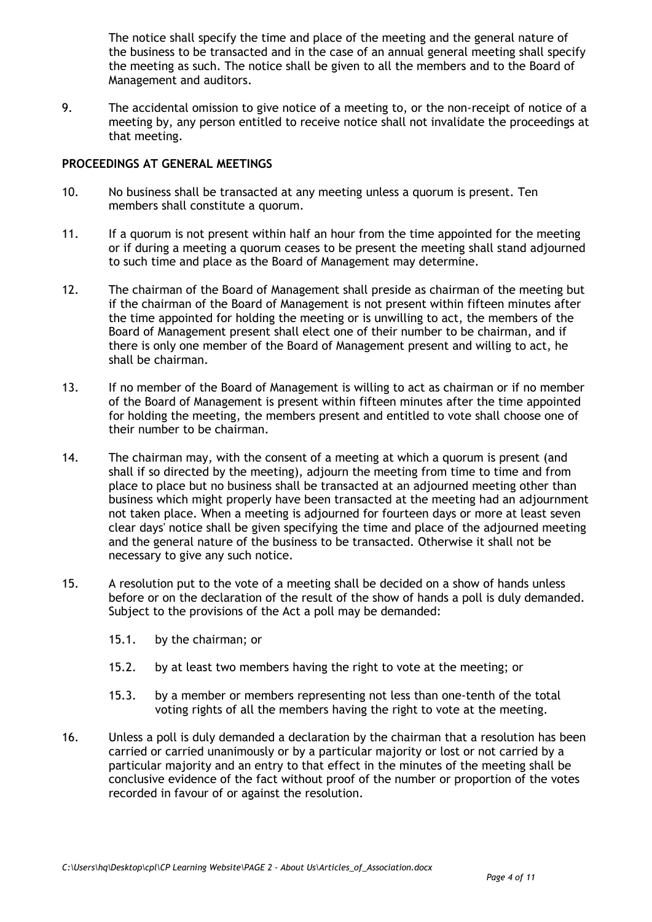The notice shall specify the time and place of the meeting and the general nature of the business to be transacted and in the case of an annual general meeting shall specify the meeting as such. The notice shall be given to all the members and to the Board of Management and auditors.

9. The accidental omission to give notice of a meeting to, or the non-receipt of notice of a meeting by, any person entitled to receive notice shall not invalidate the proceedings at that meeting.

**PROCEEDINGS AT GENERAL MEETINGS**

10. No business shall be transacted at any meeting unless a quorum is present. Ten members shall constitute a quorum.

11. If a quorum is not present within half an hour from the time appointed for the meeting or if during a meeting a quorum ceases to be present the meeting shall stand adjourned to such time and place as the Board of Management may determine.

12. The chairman of the Board of Management shall preside as chairman of the meeting but if the chairman of the Board of Management is not present within fifteen minutes after the time appointed for holding the meeting or is unwilling to act, the members of the Board of Management present shall elect one of their number to be chairman, and if there is only one member of the Board of Management present and willing to act, he shall be chairman.

13. If no member of the Board of Management is willing to act as chairman or if no member of the Board of Management is present within fifteen minutes after the time appointed for holding the meeting, the members present and entitled to vote shall choose one of their number to be chairman.

14. The chairman may, with the consent of a meeting at which a quorum is present (and shall if so directed by the meeting), adjourn the meeting from time to time and from place to place but no business shall be transacted at an adjourned meeting other than business which might properly have been transacted at the meeting had an adjournment not taken place. When a meeting is adjourned for fourteen days or more at least seven clear days' notice shall be given specifying the time and place of the adjourned meeting and the general nature of the business to be transacted. Otherwise it shall not be necessary to give any such notice.

15. A resolution put to the vote of a meeting shall be decided on a show of hands unless before or on the declaration of the result of the show of hands a poll is duly demanded. Subject to the provisions of the Act a poll may be demanded:

    15.1. by the chairman; or

    15.2. by at least two members having the right to vote at the meeting; or

    15.3. by a member or members representing not less than one-tenth of the total voting rights of all the members having the right to vote at the meeting.

16. Unless a poll is duly demanded a declaration by the chairman that a resolution has been carried or carried unanimously or by a particular majority or lost or not carried by a particular majority and an entry to that effect in the minutes of the meeting shall be conclusive evidence of the fact without proof of the number or proportion of the votes recorded in favour of or against the resolution.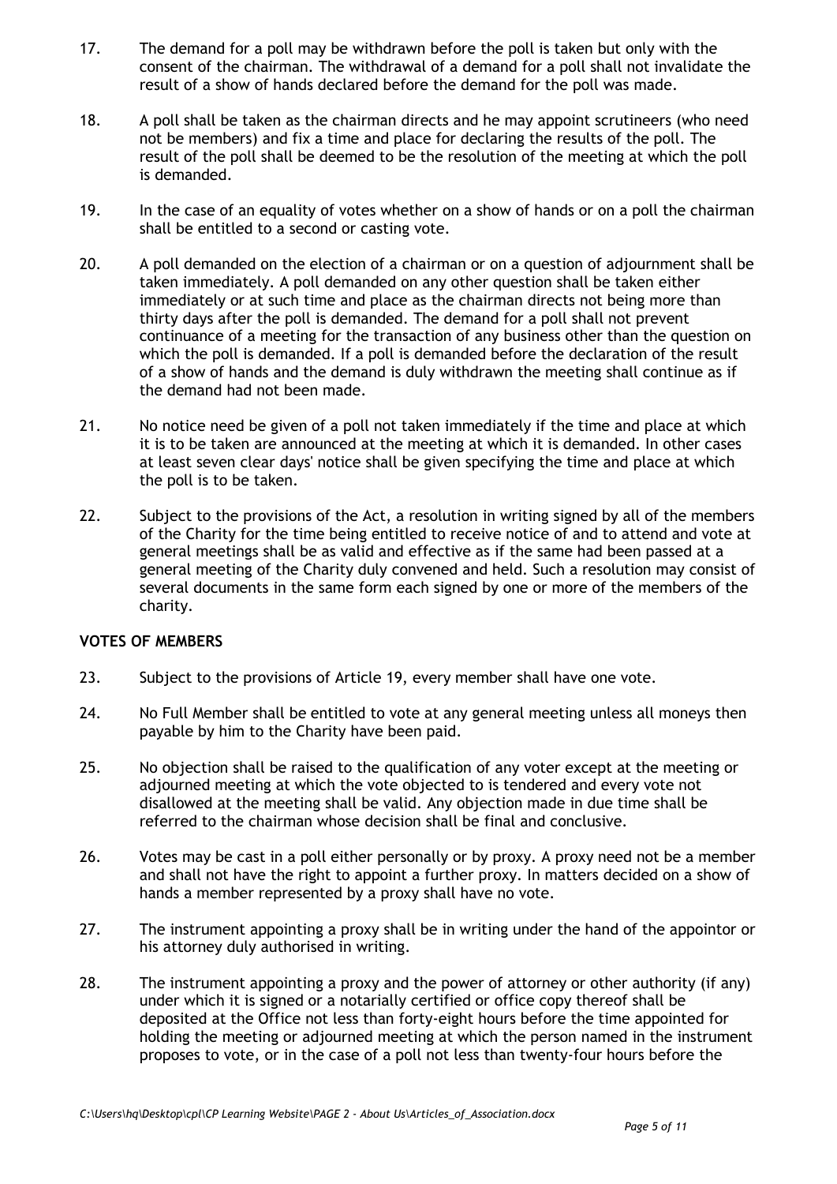17. The demand for a poll may be withdrawn before the poll is taken but only with the consent of the chairman. The withdrawal of a demand for a poll shall not invalidate the result of a show of hands declared before the demand for the poll was made.

18. A poll shall be taken as the chairman directs and he may appoint scrutineers (who need not be members) and fix a time and place for declaring the results of the poll. The result of the poll shall be deemed to be the resolution of the meeting at which the poll is demanded.

19. In the case of an equality of votes whether on a show of hands or on a poll the chairman shall be entitled to a second or casting vote.

20. A poll demanded on the election of a chairman or on a question of adjournment shall be taken immediately. A poll demanded on any other question shall be taken either immediately or at such time and place as the chairman directs not being more than thirty days after the poll is demanded. The demand for a poll shall not prevent continuance of a meeting for the transaction of any business other than the question on which the poll is demanded. If a poll is demanded before the declaration of the result of a show of hands and the demand is duly withdrawn the meeting shall continue as if the demand had not been made.

21. No notice need be given of a poll not taken immediately if the time and place at which it is to be taken are announced at the meeting at which it is demanded. In other cases at least seven clear days' notice shall be given specifying the time and place at which the poll is to be taken.

22. Subject to the provisions of the Act, a resolution in writing signed by all of the members of the Charity for the time being entitled to receive notice of and to attend and vote at general meetings shall be as valid and effective as if the same had been passed at a general meeting of the Charity duly convened and held. Such a resolution may consist of several documents in the same form each signed by one or more of the members of the charity.

**VOTES OF MEMBERS**

23. Subject to the provisions of Article 19, every member shall have one vote.

24. No Full Member shall be entitled to vote at any general meeting unless all moneys then payable by him to the Charity have been paid.

25. No objection shall be raised to the qualification of any voter except at the meeting or adjourned meeting at which the vote objected to is tendered and every vote not disallowed at the meeting shall be valid. Any objection made in due time shall be referred to the chairman whose decision shall be final and conclusive.

26. Votes may be cast in a poll either personally or by proxy. A proxy need not be a member and shall not have the right to appoint a further proxy. In matters decided on a show of hands a member represented by a proxy shall have no vote.

27. The instrument appointing a proxy shall be in writing under the hand of the appointor or his attorney duly authorised in writing.

28. The instrument appointing a proxy and the power of attorney or other authority (if any) under which it is signed or a notarially certified or office copy thereof shall be deposited at the Office not less than forty-eight hours before the time appointed for holding the meeting or adjourned meeting at which the person named in the instrument proposes to vote, or in the case of a poll not less than twenty-four hours before the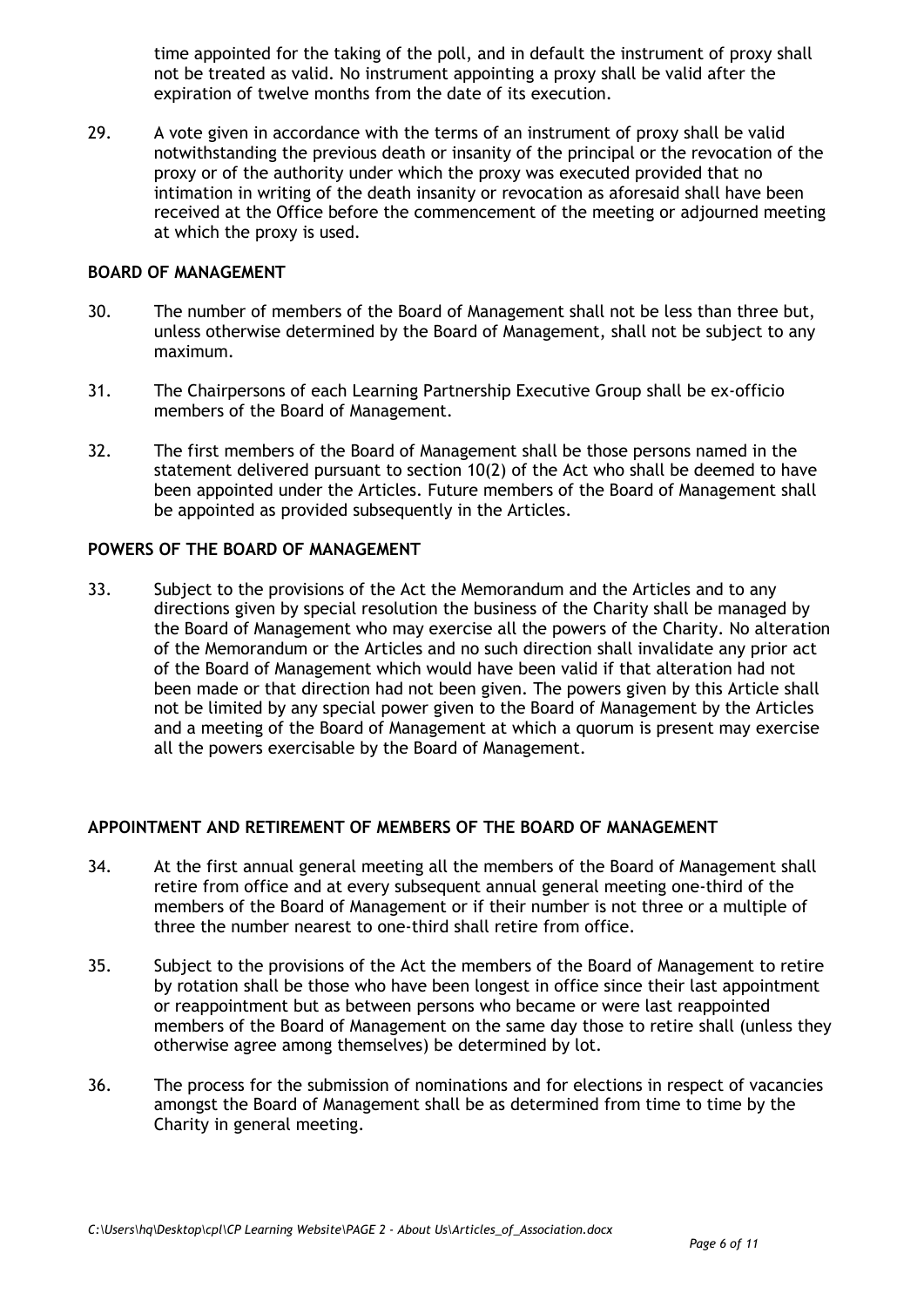time appointed for the taking of the poll, and in default the instrument of proxy shall not be treated as valid. No instrument appointing a proxy shall be valid after the expiration of twelve months from the date of its execution.

29. A vote given in accordance with the terms of an instrument of proxy shall be valid notwithstanding the previous death or insanity of the principal or the revocation of the proxy or of the authority under which the proxy was executed provided that no intimation in writing of the death insanity or revocation as aforesaid shall have been received at the Office before the commencement of the meeting or adjourned meeting at which the proxy is used.

**BOARD OF MANAGEMENT**

30. The number of members of the Board of Management shall not be less than three but, unless otherwise determined by the Board of Management, shall not be subject to any maximum.

31. The Chairpersons of each Learning Partnership Executive Group shall be ex-officio members of the Board of Management.

32. The first members of the Board of Management shall be those persons named in the statement delivered pursuant to section 10(2) of the Act who shall be deemed to have been appointed under the Articles. Future members of the Board of Management shall be appointed as provided subsequently in the Articles.

**POWERS OF THE BOARD OF MANAGEMENT**

33. Subject to the provisions of the Act the Memorandum and the Articles and to any directions given by special resolution the business of the Charity shall be managed by the Board of Management who may exercise all the powers of the Charity. No alteration of the Memorandum or the Articles and no such direction shall invalidate any prior act of the Board of Management which would have been valid if that alteration had not been made or that direction had not been given. The powers given by this Article shall not be limited by any special power given to the Board of Management by the Articles and a meeting of the Board of Management at which a quorum is present may exercise all the powers exercisable by the Board of Management.

**APPOINTMENT AND RETIREMENT OF MEMBERS OF THE BOARD OF MANAGEMENT**

34. At the first annual general meeting all the members of the Board of Management shall retire from office and at every subsequent annual general meeting one-third of the members of the Board of Management or if their number is not three or a multiple of three the number nearest to one-third shall retire from office.

35. Subject to the provisions of the Act the members of the Board of Management to retire by rotation shall be those who have been longest in office since their last appointment or reappointment but as between persons who became or were last reappointed members of the Board of Management on the same day those to retire shall (unless they otherwise agree among themselves) be determined by lot.

36. The process for the submission of nominations and for elections in respect of vacancies amongst the Board of Management shall be as determined from time to time by the Charity in general meeting.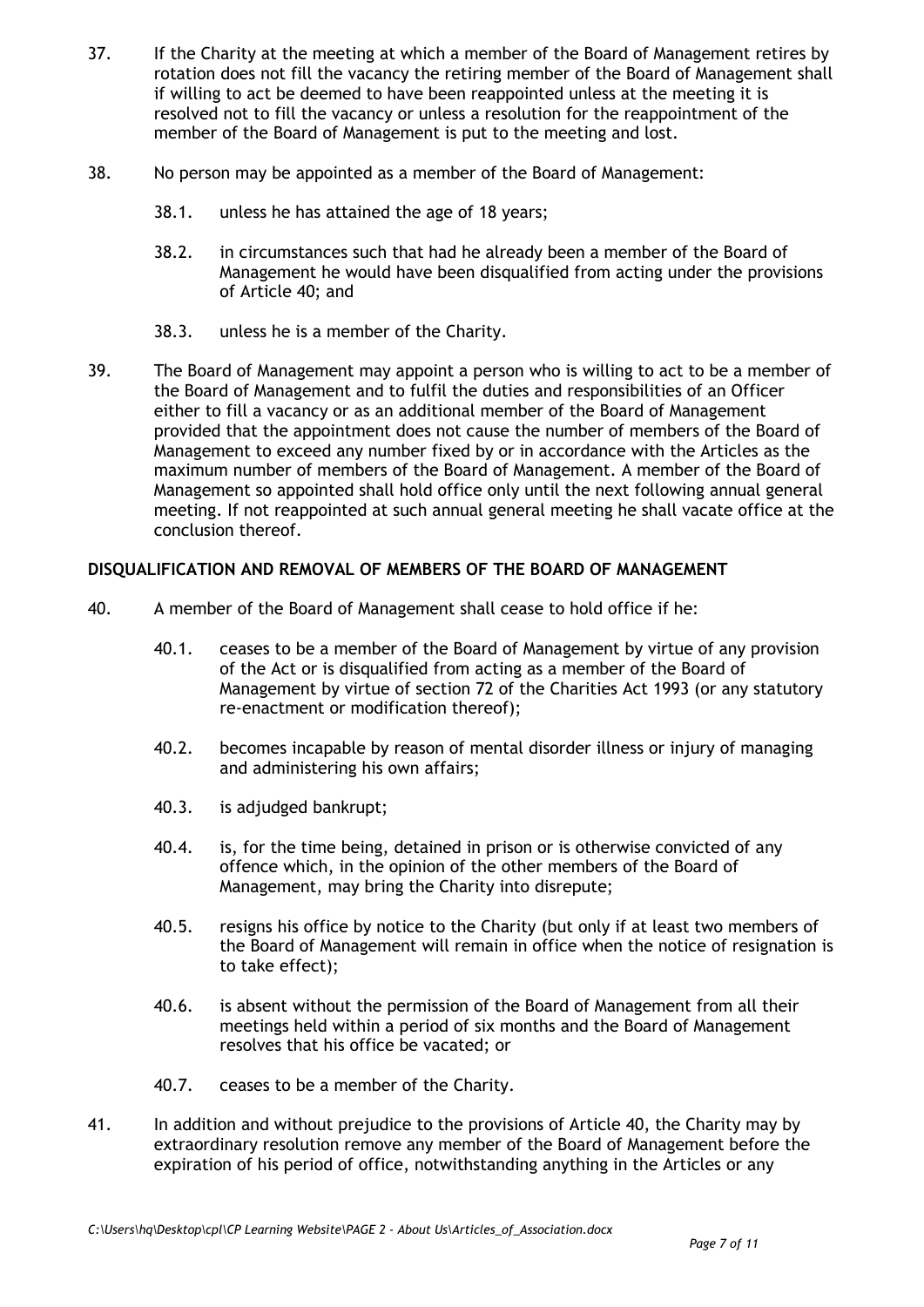37. If the Charity at the meeting at which a member of the Board of Management retires by rotation does not fill the vacancy the retiring member of the Board of Management shall if willing to act be deemed to have been reappointed unless at the meeting it is resolved not to fill the vacancy or unless a resolution for the reappointment of the member of the Board of Management is put to the meeting and lost.

38. No person may be appointed as a member of the Board of Management:

    38.1. unless he has attained the age of 18 years;

    38.2. in circumstances such that had he already been a member of the Board of Management he would have been disqualified from acting under the provisions of Article 40; and

    38.3. unless he is a member of the Charity.

39. The Board of Management may appoint a person who is willing to act to be a member of the Board of Management and to fulfil the duties and responsibilities of an Officer either to fill a vacancy or as an additional member of the Board of Management provided that the appointment does not cause the number of members of the Board of Management to exceed any number fixed by or in accordance with the Articles as the maximum number of members of the Board of Management. A member of the Board of Management so appointed shall hold office only until the next following annual general meeting. If not reappointed at such annual general meeting he shall vacate office at the conclusion thereof.

**DISQUALIFICATION AND REMOVAL OF MEMBERS OF THE BOARD OF MANAGEMENT**

40. A member of the Board of Management shall cease to hold office if he:

    40.1. ceases to be a member of the Board of Management by virtue of any provision of the Act or is disqualified from acting as a member of the Board of Management by virtue of section 72 of the Charities Act 1993 (or any statutory re-enactment or modification thereof);

    40.2. becomes incapable by reason of mental disorder illness or injury of managing and administering his own affairs;

    40.3. is adjudged bankrupt;

    40.4. is, for the time being, detained in prison or is otherwise convicted of any offence which, in the opinion of the other members of the Board of Management, may bring the Charity into disrepute;

    40.5. resigns his office by notice to the Charity (but only if at least two members of the Board of Management will remain in office when the notice of resignation is to take effect);

    40.6. is absent without the permission of the Board of Management from all their meetings held within a period of six months and the Board of Management resolves that his office be vacated; or

    40.7. ceases to be a member of the Charity.

41. In addition and without prejudice to the provisions of Article 40, the Charity may by extraordinary resolution remove any member of the Board of Management before the expiration of his period of office, notwithstanding anything in the Articles or any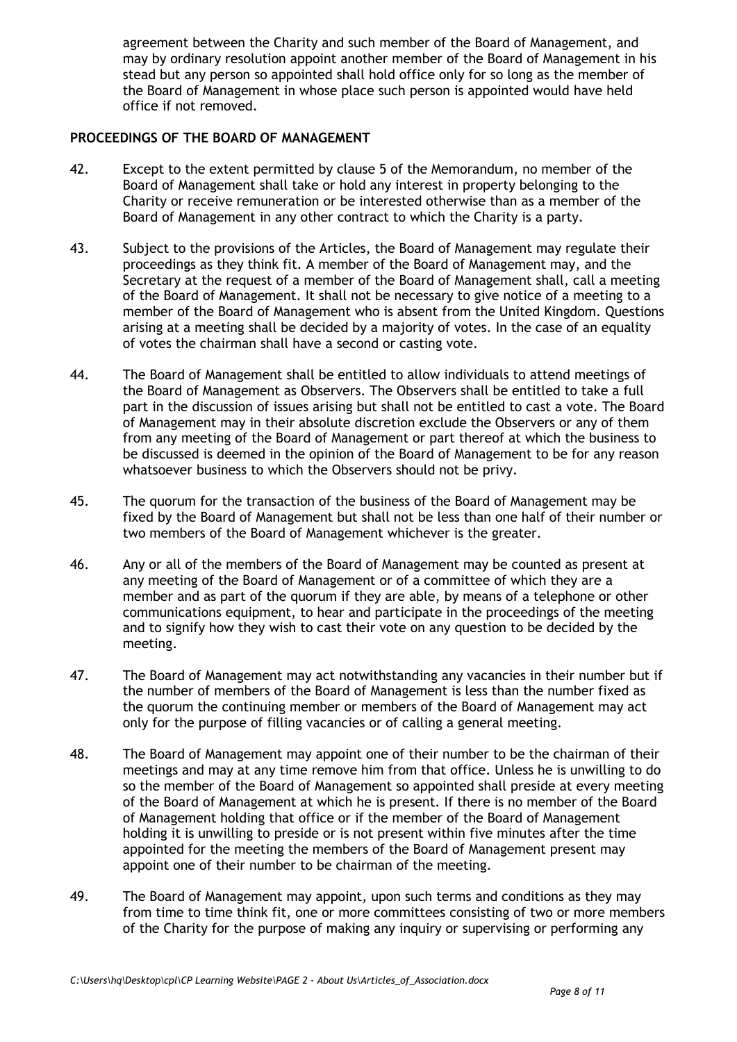agreement between the Charity and such member of the Board of Management, and may by ordinary resolution appoint another member of the Board of Management in his stead but any person so appointed shall hold office only for so long as the member of the Board of Management in whose place such person is appointed would have held office if not removed.

## PROCEEDINGS OF THE BOARD OF MANAGEMENT

42. Except to the extent permitted by clause 5 of the Memorandum, no member of the Board of Management shall take or hold any interest in property belonging to the Charity or receive remuneration or be interested otherwise than as a member of the Board of Management in any other contract to which the Charity is a party.

43. Subject to the provisions of the Articles, the Board of Management may regulate their proceedings as they think fit. A member of the Board of Management may, and the Secretary at the request of a member of the Board of Management shall, call a meeting of the Board of Management. It shall not be necessary to give notice of a meeting to a member of the Board of Management who is absent from the United Kingdom. Questions arising at a meeting shall be decided by a majority of votes. In the case of an equality of votes the chairman shall have a second or casting vote.

44. The Board of Management shall be entitled to allow individuals to attend meetings of the Board of Management as Observers. The Observers shall be entitled to take a full part in the discussion of issues arising but shall not be entitled to cast a vote. The Board of Management may in their absolute discretion exclude the Observers or any of them from any meeting of the Board of Management or part thereof at which the business to be discussed is deemed in the opinion of the Board of Management to be for any reason whatsoever business to which the Observers should not be privy.

45. The quorum for the transaction of the business of the Board of Management may be fixed by the Board of Management but shall not be less than one half of their number or two members of the Board of Management whichever is the greater.

46. Any or all of the members of the Board of Management may be counted as present at any meeting of the Board of Management or of a committee of which they are a member and as part of the quorum if they are able, by means of a telephone or other communications equipment, to hear and participate in the proceedings of the meeting and to signify how they wish to cast their vote on any question to be decided by the meeting.

47. The Board of Management may act notwithstanding any vacancies in their number but if the number of members of the Board of Management is less than the number fixed as the quorum the continuing member or members of the Board of Management may act only for the purpose of filling vacancies or of calling a general meeting.

48. The Board of Management may appoint one of their number to be the chairman of their meetings and may at any time remove him from that office. Unless he is unwilling to do so the member of the Board of Management so appointed shall preside at every meeting of the Board of Management at which he is present. If there is no member of the Board of Management holding that office or if the member of the Board of Management holding it is unwilling to preside or is not present within five minutes after the time appointed for the meeting the members of the Board of Management present may appoint one of their number to be chairman of the meeting.

49. The Board of Management may appoint, upon such terms and conditions as they may from time to time think fit, one or more committees consisting of two or more members of the Charity for the purpose of making any inquiry or supervising or performing any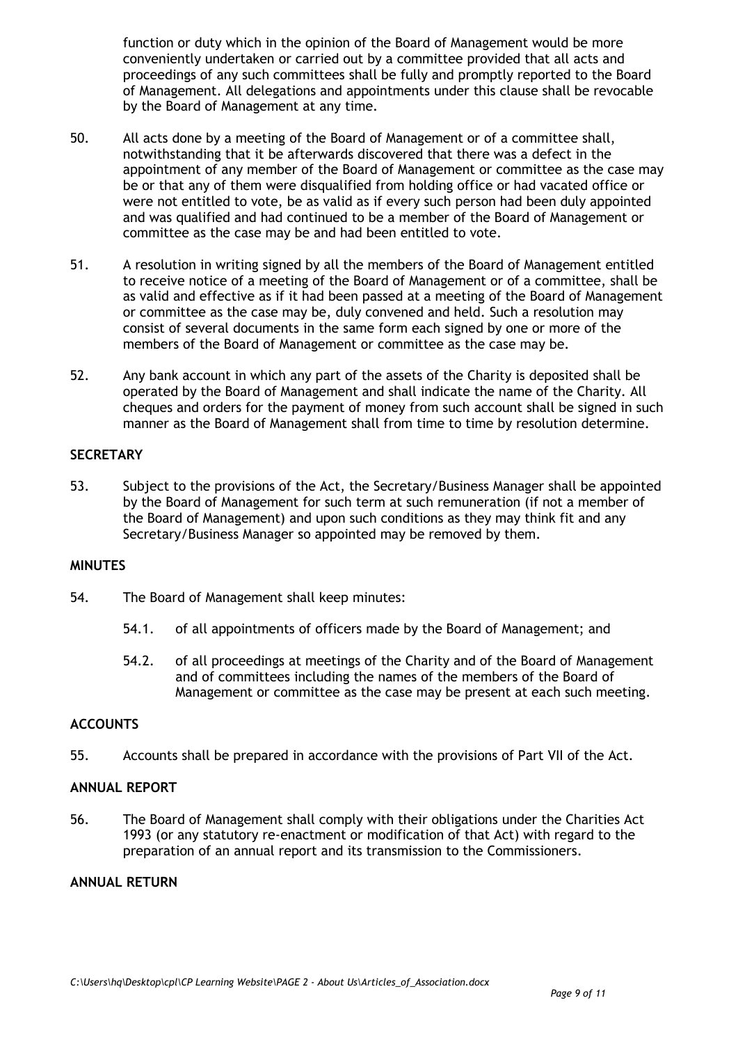function or duty which in the opinion of the Board of Management would be more conveniently undertaken or carried out by a committee provided that all acts and proceedings of any such committees shall be fully and promptly reported to the Board of Management. All delegations and appointments under this clause shall be revocable by the Board of Management at any time.

50. All acts done by a meeting of the Board of Management or of a committee shall, notwithstanding that it be afterwards discovered that there was a defect in the appointment of any member of the Board of Management or committee as the case may be or that any of them were disqualified from holding office or had vacated office or were not entitled to vote, be as valid as if every such person had been duly appointed and was qualified and had continued to be a member of the Board of Management or committee as the case may be and had been entitled to vote.

51. A resolution in writing signed by all the members of the Board of Management entitled to receive notice of a meeting of the Board of Management or of a committee, shall be as valid and effective as if it had been passed at a meeting of the Board of Management or committee as the case may be, duly convened and held. Such a resolution may consist of several documents in the same form each signed by one or more of the members of the Board of Management or committee as the case may be.

52. Any bank account in which any part of the assets of the Charity is deposited shall be operated by the Board of Management and shall indicate the name of the Charity. All cheques and orders for the payment of money from such account shall be signed in such manner as the Board of Management shall from time to time by resolution determine.

**SECRETARY**

53. Subject to the provisions of the Act, the Secretary/Business Manager shall be appointed by the Board of Management for such term at such remuneration (if not a member of the Board of Management) and upon such conditions as they may think fit and any Secretary/Business Manager so appointed may be removed by them.

**MINUTES**

54. The Board of Management shall keep minutes:

    54.1. of all appointments of officers made by the Board of Management; and

    54.2. of all proceedings at meetings of the Charity and of the Board of Management and of committees including the names of the members of the Board of Management or committee as the case may be present at each such meeting.

**ACCOUNTS**

55. Accounts shall be prepared in accordance with the provisions of Part VII of the Act.

**ANNUAL REPORT**

56. The Board of Management shall comply with their obligations under the Charities Act 1993 (or any statutory re-enactment or modification of that Act) with regard to the preparation of an annual report and its transmission to the Commissioners.

**ANNUAL RETURN**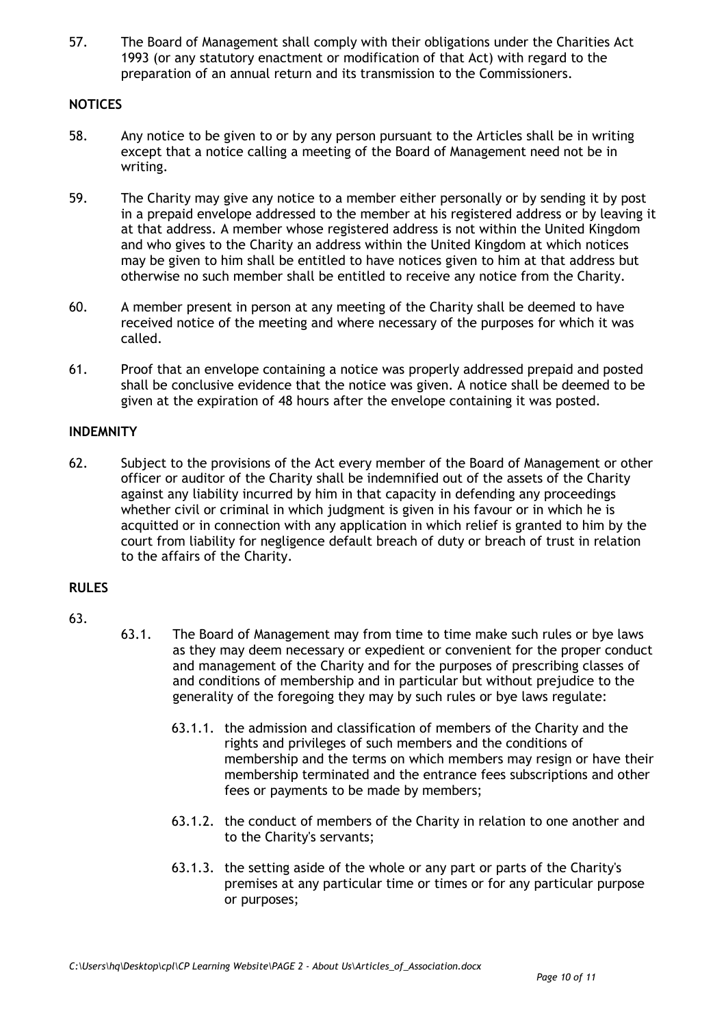57. The Board of Management shall comply with their obligations under the Charities Act 1993 (or any statutory enactment or modification of that Act) with regard to the preparation of an annual return and its transmission to the Commissioners.

**NOTICES**

58. Any notice to be given to or by any person pursuant to the Articles shall be in writing except that a notice calling a meeting of the Board of Management need not be in writing.

59. The Charity may give any notice to a member either personally or by sending it by post in a prepaid envelope addressed to the member at his registered address or by leaving it at that address. A member whose registered address is not within the United Kingdom and who gives to the Charity an address within the United Kingdom at which notices may be given to him shall be entitled to have notices given to him at that address but otherwise no such member shall be entitled to receive any notice from the Charity.

60. A member present in person at any meeting of the Charity shall be deemed to have received notice of the meeting and where necessary of the purposes for which it was called.

61. Proof that an envelope containing a notice was properly addressed prepaid and posted shall be conclusive evidence that the notice was given. A notice shall be deemed to be given at the expiration of 48 hours after the envelope containing it was posted.

**INDEMNITY**

62. Subject to the provisions of the Act every member of the Board of Management or other officer or auditor of the Charity shall be indemnified out of the assets of the Charity against any liability incurred by him in that capacity in defending any proceedings whether civil or criminal in which judgment is given in his favour or in which he is acquitted or in connection with any application in which relief is granted to him by the court from liability for negligence default breach of duty or breach of trust in relation to the affairs of the Charity.

**RULES**

63.

63.1. The Board of Management may from time to time make such rules or bye laws as they may deem necessary or expedient or convenient for the proper conduct and management of the Charity and for the purposes of prescribing classes of and conditions of membership and in particular but without prejudice to the generality of the foregoing they may by such rules or bye laws regulate:

63.1.1. the admission and classification of members of the Charity and the rights and privileges of such members and the conditions of membership and the terms on which members may resign or have their membership terminated and the entrance fees subscriptions and other fees or payments to be made by members;

63.1.2. the conduct of members of the Charity in relation to one another and to the Charity's servants;

63.1.3. the setting aside of the whole or any part or parts of the Charity's premises at any particular time or times or for any particular purpose or purposes;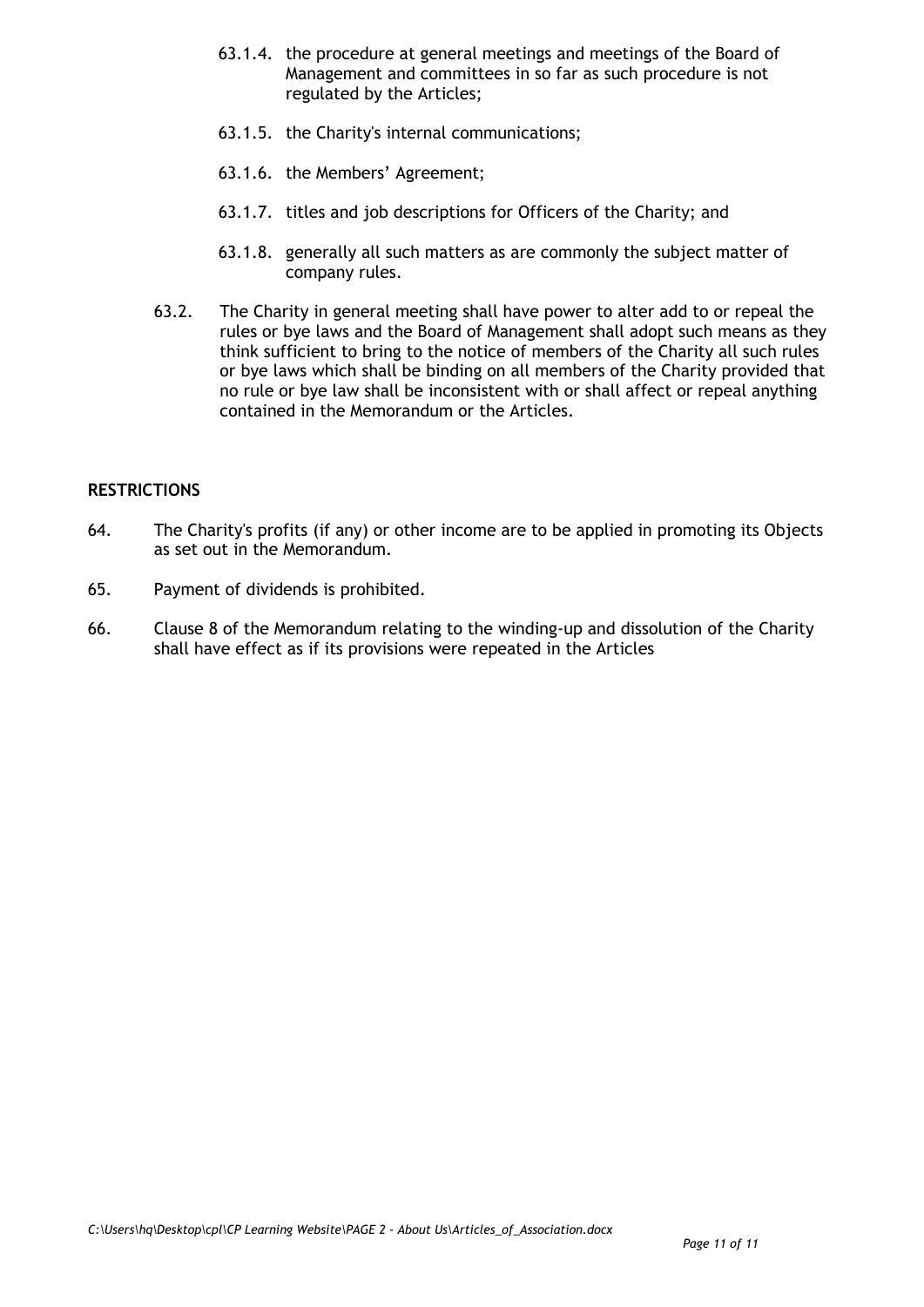63.1.4. the procedure at general meetings and meetings of the Board of Management and committees in so far as such procedure is not regulated by the Articles;

63.1.5. the Charity's internal communications;

63.1.6. the Members' Agreement;

63.1.7. titles and job descriptions for Officers of the Charity; and

63.1.8. generally all such matters as are commonly the subject matter of company rules.

63.2. The Charity in general meeting shall have power to alter add to or repeal the rules or bye laws and the Board of Management shall adopt such means as they think sufficient to bring to the notice of members of the Charity all such rules or bye laws which shall be binding on all members of the Charity provided that no rule or bye law shall be inconsistent with or shall affect or repeal anything contained in the Memorandum or the Articles.

**RESTRICTIONS**

64. The Charity's profits (if any) or other income are to be applied in promoting its Objects as set out in the Memorandum.

65. Payment of dividends is prohibited.

66. Clause 8 of the Memorandum relating to the winding-up and dissolution of the Charity shall have effect as if its provisions were repeated in the Articles